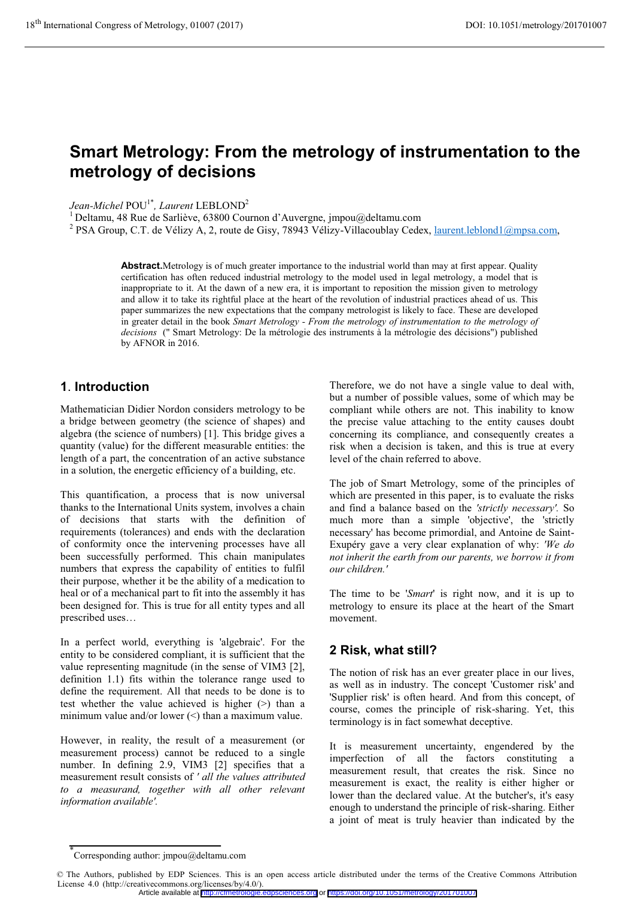# Smart Metrology: From the metrology of instrumentation to the metrology of decisions

*Jean-Michel* POU[1*], *Laurent* LEBLOND[2]

[1] Deltamu, 48 Rue de Sarliève, 63800 Cournon d'Auvergne, jmpou@deltamu.com

[2] PSA Group, C.T. de Vélizy A, 2, route de Gisy, 78943 Vélizy-Villacoublay Cedex, laurent.leblond1@mpsa.com,

**Abstract.** Metrology is of much greater importance to the industrial world than may at first appear. Quality certification has often reduced industrial metrology to the model used in legal metrology, a model that is inappropriate to it. At the dawn of a new era, it is important to reposition the mission given to metrology and allow it to take its rightful place at the heart of the revolution of industrial practices ahead of us. This paper summarizes the new expectations that the company metrologist is likely to face. These are developed in greater detail in the book *Smart Metrology - From the metrology of instrumentation to the metrology of decisions* (" Smart Metrology: De la métrologie des instruments à la métrologie des décisions") published by AFNOR in 2016.

## 1. Introduction

Mathematician Didier Nordon considers metrology to be a bridge between geometry (the science of shapes) and algebra (the science of numbers) [1]. This bridge gives a quantity (value) for the different measurable entities: the length of a part, the concentration of an active substance in a solution, the energetic efficiency of a building, etc.

This quantification, a process that is now universal thanks to the International Units system, involves a chain of decisions that starts with the definition of requirements (tolerances) and ends with the declaration of conformity once the intervening processes have all been successfully performed. This chain manipulates numbers that express the capability of entities to fulfil their purpose, whether it be the ability of a medication to heal or of a mechanical part to fit into the assembly it has been designed for. This is true for all entity types and all prescribed uses…

In a perfect world, everything is 'algebraic'. For the entity to be considered compliant, it is sufficient that the value representing magnitude (in the sense of VIM3 [2], definition 1.1) fits within the tolerance range used to define the requirement. All that needs to be done is to test whether the value achieved is higher (>) than a minimum value and/or lower (<) than a maximum value.

However, in reality, the result of a measurement (or measurement process) cannot be reduced to a single number. In defining 2.9, VIM3 [2] specifies that a measurement result consists of *' all the values attributed to a measurand, together with all other relevant information available'.*

Therefore, we do not have a single value to deal with, but a number of possible values, some of which may be compliant while others are not. This inability to know the precise value attaching to the entity causes doubt concerning its compliance, and consequently creates a risk when a decision is taken, and this is true at every level of the chain referred to above.

The job of Smart Metrology, some of the principles of which are presented in this paper, is to evaluate the risks and find a balance based on the *'strictly necessary'.* So much more than a simple 'objective', the 'strictly necessary' has become primordial, and Antoine de Saint-Exupéry gave a very clear explanation of why: *'We do not inherit the earth from our parents, we borrow it from our children.'*

The time to be '*Smart*' is right now, and it is up to metrology to ensure its place at the heart of the Smart movement.

## 2 Risk, what still?

The notion of risk has an ever greater place in our lives, as well as in industry. The concept 'Customer risk' and 'Supplier risk' is often heard. And from this concept, of course, comes the principle of risk-sharing. Yet, this terminology is in fact somewhat deceptive.

It is measurement uncertainty, engendered by the imperfection of all the factors constituting a measurement result, that creates the risk. Since no measurement is exact, the reality is either higher or lower than the declared value. At the butcher's, it's easy enough to understand the principle of risk-sharing. Either a joint of meat is truly heavier than indicated by the

* Corresponding author: jmpou@deltamu.com

© The Authors, published by EDP Sciences. This is an open access article distributed under the terms of the Creative Commons Attribution License 4.0 (http://creativecommons.org/licenses/by/4.0/).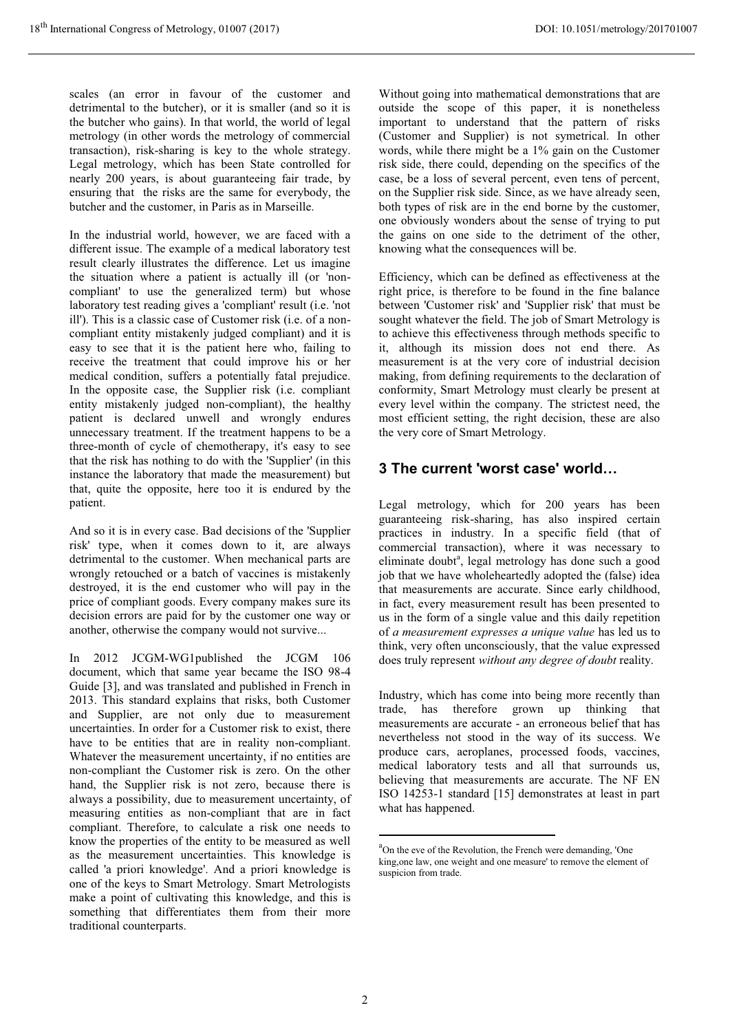scales (an error in favour of the customer and detrimental to the butcher), or it is smaller (and so it is the butcher who gains). In that world, the world of legal metrology (in other words the metrology of commercial transaction), risk-sharing is key to the whole strategy. Legal metrology, which has been State controlled for nearly 200 years, is about guaranteeing fair trade, by ensuring that the risks are the same for everybody, the butcher and the customer, in Paris as in Marseille.

In the industrial world, however, we are faced with a different issue. The example of a medical laboratory test result clearly illustrates the difference. Let us imagine the situation where a patient is actually ill (or 'non-compliant' to use the generalized term) but whose laboratory test reading gives a 'compliant' result (i.e. 'not ill'). This is a classic case of Customer risk (i.e. of a non-compliant entity mistakenly judged compliant) and it is easy to see that it is the patient here who, failing to receive the treatment that could improve his or her medical condition, suffers a potentially fatal prejudice. In the opposite case, the Supplier risk (i.e. compliant entity mistakenly judged non-compliant), the healthy patient is declared unwell and wrongly endures unnecessary treatment. If the treatment happens to be a three-month of cycle of chemotherapy, it's easy to see that the risk has nothing to do with the 'Supplier' (in this instance the laboratory that made the measurement) but that, quite the opposite, here too it is endured by the patient.

And so it is in every case. Bad decisions of the 'Supplier risk' type, when it comes down to it, are always detrimental to the customer. When mechanical parts are wrongly retouched or a batch of vaccines is mistakenly destroyed, it is the end customer who will pay in the price of compliant goods. Every company makes sure its decision errors are paid for by the customer one way or another, otherwise the company would not survive...

In 2012 JCGM-WG1published the JCGM 106 document, which that same year became the ISO 98-4 Guide [3], and was translated and published in French in 2013. This standard explains that risks, both Customer and Supplier, are not only due to measurement uncertainties. In order for a Customer risk to exist, there have to be entities that are in reality non-compliant. Whatever the measurement uncertainty, if no entities are non-compliant the Customer risk is zero. On the other hand, the Supplier risk is not zero, because there is always a possibility, due to measurement uncertainty, of measuring entities as non-compliant that are in fact compliant. Therefore, to calculate a risk one needs to know the properties of the entity to be measured as well as the measurement uncertainties. This knowledge is called 'a priori knowledge'. And a priori knowledge is one of the keys to Smart Metrology. Smart Metrologists make a point of cultivating this knowledge, and this is something that differentiates them from their more traditional counterparts.

Without going into mathematical demonstrations that are outside the scope of this paper, it is nonetheless important to understand that the pattern of risks (Customer and Supplier) is not symetrical. In other words, while there might be a 1% gain on the Customer risk side, there could, depending on the specifics of the case, be a loss of several percent, even tens of percent, on the Supplier risk side. Since, as we have already seen, both types of risk are in the end borne by the customer, one obviously wonders about the sense of trying to put the gains on one side to the detriment of the other, knowing what the consequences will be.

Efficiency, which can be defined as effectiveness at the right price, is therefore to be found in the fine balance between 'Customer risk' and 'Supplier risk' that must be sought whatever the field. The job of Smart Metrology is to achieve this effectiveness through methods specific to it, although its mission does not end there. As measurement is at the very core of industrial decision making, from defining requirements to the declaration of conformity, Smart Metrology must clearly be present at every level within the company. The strictest need, the most efficient setting, the right decision, these are also the very core of Smart Metrology.

## 3 The current 'worst case' world…

Legal metrology, which for 200 years has been guaranteeing risk-sharing, has also inspired certain practices in industry. In a specific field (that of commercial transaction), where it was necessary to eliminate doubt[a], legal metrology has done such a good job that we have wholeheartedly adopted the (false) idea that measurements are accurate. Since early childhood, in fact, every measurement result has been presented to us in the form of a single value and this daily repetition of *a measurement expresses a unique value* has led us to think, very often unconsciously, that the value expressed does truly represent *without any degree of doubt* reality.

Industry, which has come into being more recently than trade, has therefore grown up thinking that measurements are accurate - an erroneous belief that has nevertheless not stood in the way of its success. We produce cars, aeroplanes, processed foods, vaccines, medical laboratory tests and all that surrounds us, believing that measurements are accurate. The NF EN ISO 14253-1 standard [15] demonstrates at least in part what has happened.

[a] On the eve of the Revolution, the French were demanding, 'One king,one law, one weight and one measure' to remove the element of suspicion from trade.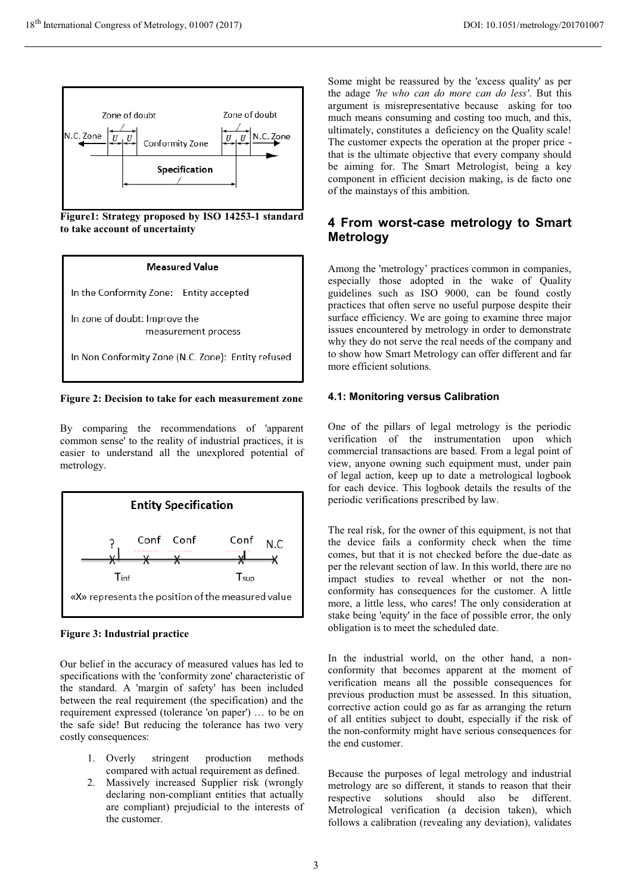Figure1: Strategy proposed by ISO 14253-1 standard to take account of uncertainty

| Measured Value |
| --- |
| In the Conformity Zone: Entity accepted |
| In zone of doubt: Improve the measurement process |
| In Non Conformity Zone (N.C. Zone): Entity refused |

**Figure 2: Decision to take for each measurement zone**

By comparing the recommendations of 'apparent common sense' to the reality of industrial practices, it is easier to understand all the unexplored potential of metrology.

**Figure 3: Industrial practice**

Our belief in the accuracy of measured values has led to specifications with the 'conformity zone' characteristic of the standard. A 'margin of safety' has been included between the real requirement (the specification) and the requirement expressed (tolerance 'on paper') … to be on the safe side! But reducing the tolerance has two very costly consequences:

1. Overly stringent production methods compared with actual requirement as defined.
2. Massively increased Supplier risk (wrongly declaring non-compliant entities that actually are compliant) prejudicial to the interests of the customer.

Some might be reassured by the 'excess quality' as per the adage *'he who can do more can do less'*. But this argument is misrepresentative because asking for too much means consuming and costing too much, and this, ultimately, constitutes a deficiency on the Quality scale! The customer expects the operation at the proper price - that is the ultimate objective that every company should be aiming for. The Smart Metrologist, being a key component in efficient decision making, is de facto one of the mainstays of this ambition.

## 4 From worst-case metrology to Smart Metrology

Among the 'metrology' practices common in companies, especially those adopted in the wake of Quality guidelines such as ISO 9000, can be found costly practices that often serve no useful purpose despite their surface efficiency. We are going to examine three major issues encountered by metrology in order to demonstrate why they do not serve the real needs of the company and to show how Smart Metrology can offer different and far more efficient solutions.

### 4.1: Monitoring versus Calibration

One of the pillars of legal metrology is the periodic verification of the instrumentation upon which commercial transactions are based. From a legal point of view, anyone owning such equipment must, under pain of legal action, keep up to date a metrological logbook for each device. This logbook details the results of the periodic verifications prescribed by law.

The real risk, for the owner of this equipment, is not that the device fails a conformity check when the time comes, but that it is not checked before the due-date as per the relevant section of law. In this world, there are no impact studies to reveal whether or not the non-conformity has consequences for the customer. A little more, a little less, who cares! The only consideration at stake being 'equity' in the face of possible error, the only obligation is to meet the scheduled date.

In the industrial world, on the other hand, a non-conformity that becomes apparent at the moment of verification means all the possible consequences for previous production must be assessed. In this situation, corrective action could go as far as arranging the return of all entities subject to doubt, especially if the risk of the non-conformity might have serious consequences for the end customer.

Because the purposes of legal metrology and industrial metrology are so different, it stands to reason that their respective solutions should also be different. Metrological verification (a decision taken), which follows a calibration (revealing any deviation), validates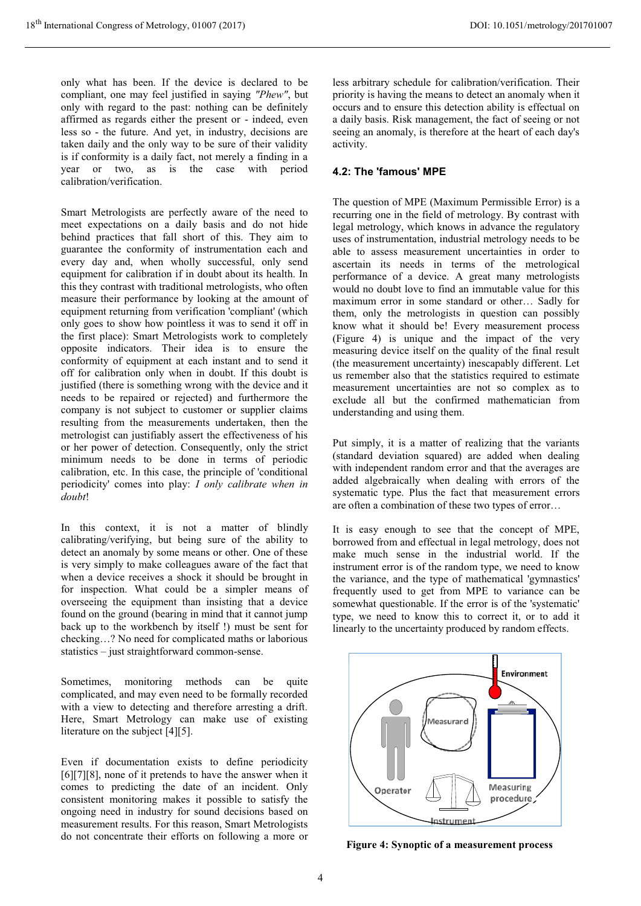only what has been. If the device is declared to be compliant, one may feel justified in saying *"Phew"*, but only with regard to the past: nothing can be definitely affirmed as regards either the present or - indeed, even less so - the future. And yet, in industry, decisions are taken daily and the only way to be sure of their validity is if conformity is a daily fact, not merely a finding in a year or two, as is the case with period calibration/verification.

Smart Metrologists are perfectly aware of the need to meet expectations on a daily basis and do not hide behind practices that fall short of this. They aim to guarantee the conformity of instrumentation each and every day and, when wholly successful, only send equipment for calibration if in doubt about its health. In this they contrast with traditional metrologists, who often measure their performance by looking at the amount of equipment returning from verification 'compliant' (which only goes to show how pointless it was to send it off in the first place): Smart Metrologists work to completely opposite indicators. Their idea is to ensure the conformity of equipment at each instant and to send it off for calibration only when in doubt. If this doubt is justified (there is something wrong with the device and it needs to be repaired or rejected) and furthermore the company is not subject to customer or supplier claims resulting from the measurements undertaken, then the metrologist can justifiably assert the effectiveness of his or her power of detection. Consequently, only the strict minimum needs to be done in terms of periodic calibration, etc. In this case, the principle of 'conditional periodicity' comes into play: *I only calibrate when in doubt*!

In this context, it is not a matter of blindly calibrating/verifying, but being sure of the ability to detect an anomaly by some means or other. One of these is very simply to make colleagues aware of the fact that when a device receives a shock it should be brought in for inspection. What could be a simpler means of overseeing the equipment than insisting that a device found on the ground (bearing in mind that it cannot jump back up to the workbench by itself !) must be sent for checking…? No need for complicated maths or laborious statistics – just straightforward common-sense.

Sometimes, monitoring methods can be quite complicated, and may even need to be formally recorded with a view to detecting and therefore arresting a drift. Here, Smart Metrology can make use of existing literature on the subject [4][5].

Even if documentation exists to define periodicity [6][7][8], none of it pretends to have the answer when it comes to predicting the date of an incident. Only consistent monitoring makes it possible to satisfy the ongoing need in industry for sound decisions based on measurement results. For this reason, Smart Metrologists do not concentrate their efforts on following a more or less arbitrary schedule for calibration/verification. Their priority is having the means to detect an anomaly when it occurs and to ensure this detection ability is effectual on a daily basis. Risk management, the fact of seeing or not seeing an anomaly, is therefore at the heart of each day's activity.

### 4.2: The 'famous' MPE

The question of MPE (Maximum Permissible Error) is a recurring one in the field of metrology. By contrast with legal metrology, which knows in advance the regulatory uses of instrumentation, industrial metrology needs to be able to assess measurement uncertainties in order to ascertain its needs in terms of the metrological performance of a device. A great many metrologists would no doubt love to find an immutable value for this maximum error in some standard or other… Sadly for them, only the metrologists in question can possibly know what it should be! Every measurement process (Figure 4) is unique and the impact of the very measuring device itself on the quality of the final result (the measurement uncertainty) inescapably different. Let us remember also that the statistics required to estimate measurement uncertainties are not so complex as to exclude all but the confirmed mathematician from understanding and using them.

Put simply, it is a matter of realizing that the variants (standard deviation squared) are added when dealing with independent random error and that the averages are added algebraically when dealing with errors of the systematic type. Plus the fact that measurement errors are often a combination of these two types of error…

It is easy enough to see that the concept of MPE, borrowed from and effectual in legal metrology, does not make much sense in the industrial world. If the instrument error is of the random type, we need to know the variance, and the type of mathematical 'gymnastics' frequently used to get from MPE to variance can be somewhat questionable. If the error is of the 'systematic' type, we need to know this to correct it, or to add it linearly to the uncertainty produced by random effects.

**Figure 4: Synoptic of a measurement process**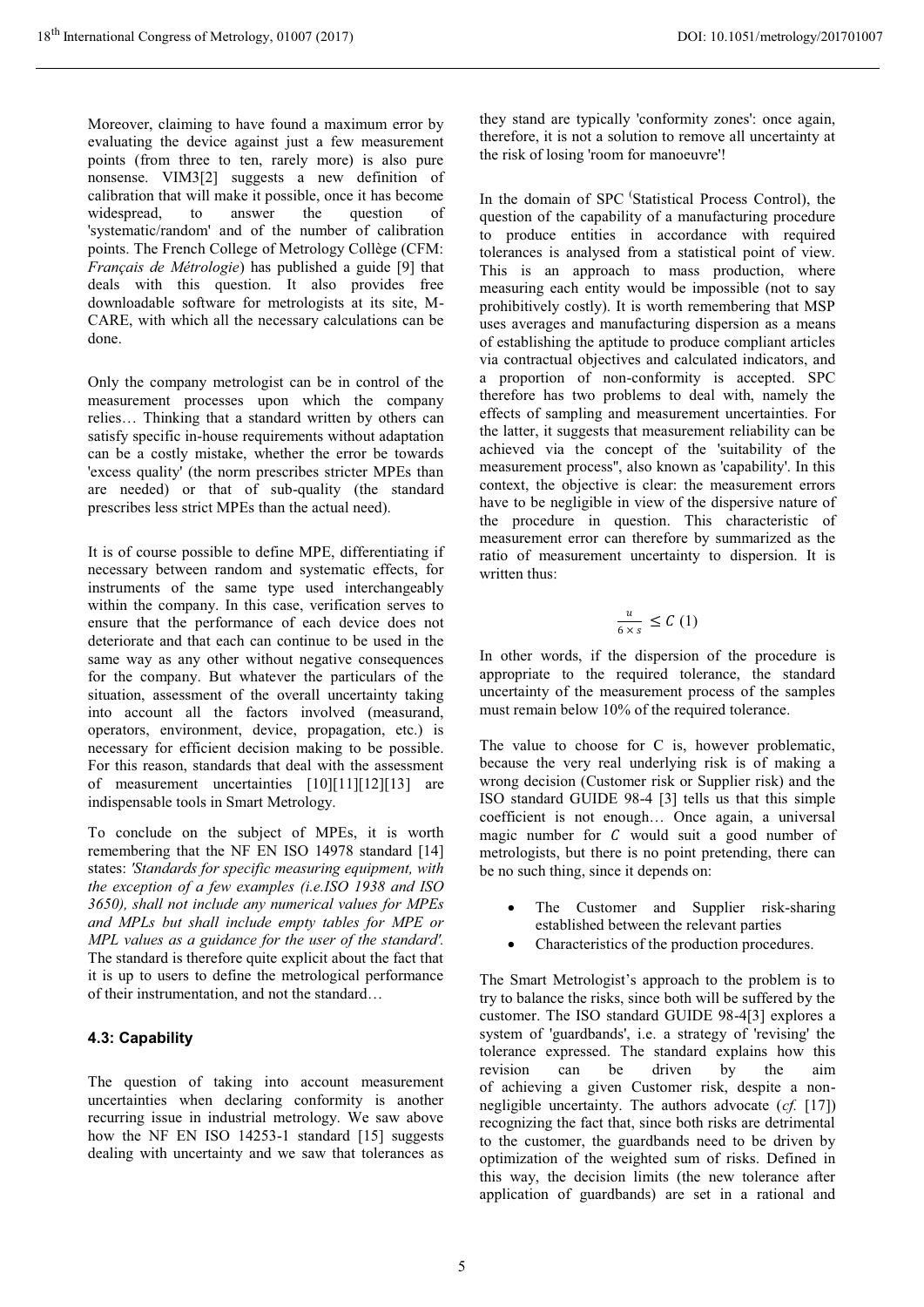Moreover, claiming to have found a maximum error by evaluating the device against just a few measurement points (from three to ten, rarely more) is also pure nonsense. VIM3[2] suggests a new definition of calibration that will make it possible, once it has become widespread, to answer the question of 'systematic/random' and of the number of calibration points. The French College of Metrology Collège (CFM: *Français de Métrologie*) has published a guide [9] that deals with this question. It also provides free downloadable software for metrologists at its site, M-CARE, with which all the necessary calculations can be done.

Only the company metrologist can be in control of the measurement processes upon which the company relies… Thinking that a standard written by others can satisfy specific in-house requirements without adaptation can be a costly mistake, whether the error be towards 'excess quality' (the norm prescribes stricter MPEs than are needed) or that of sub-quality (the standard prescribes less strict MPEs than the actual need).

It is of course possible to define MPE, differentiating if necessary between random and systematic effects, for instruments of the same type used interchangeably within the company. In this case, verification serves to ensure that the performance of each device does not deteriorate and that each can continue to be used in the same way as any other without negative consequences for the company. But whatever the particulars of the situation, assessment of the overall uncertainty taking into account all the factors involved (measurand, operators, environment, device, propagation, etc.) is necessary for efficient decision making to be possible. For this reason, standards that deal with the assessment of measurement uncertainties [10][11][12][13] are indispensable tools in Smart Metrology.

To conclude on the subject of MPEs, it is worth remembering that the NF EN ISO 14978 standard [14] states: *'Standards for specific measuring equipment, with the exception of a few examples (i.e.ISO 1938 and ISO 3650), shall not include any numerical values for MPEs and MPLs but shall include empty tables for MPE or MPL values as a guidance for the user of the standard'.* The standard is therefore quite explicit about the fact that it is up to users to define the metrological performance of their instrumentation, and not the standard…

### 4.3: Capability

The question of taking into account measurement uncertainties when declaring conformity is another recurring issue in industrial metrology. We saw above how the NF EN ISO 14253-1 standard [15] suggests dealing with uncertainty and we saw that tolerances as they stand are typically 'conformity zones': once again, therefore, it is not a solution to remove all uncertainty at the risk of losing 'room for manoeuvre'!

In the domain of SPC (Statistical Process Control), the question of the capability of a manufacturing procedure to produce entities in accordance with required tolerances is analysed from a statistical point of view. This is an approach to mass production, where measuring each entity would be impossible (not to say prohibitively costly). It is worth remembering that MSP uses averages and manufacturing dispersion as a means of establishing the aptitude to produce compliant articles via contractual objectives and calculated indicators, and a proportion of non-conformity is accepted. SPC therefore has two problems to deal with, namely the effects of sampling and measurement uncertainties. For the latter, it suggests that measurement reliability can be achieved via the concept of the 'suitability of the measurement process'', also known as 'capability'. In this context, the objective is clear: the measurement errors have to be negligible in view of the dispersive nature of the procedure in question. This characteristic of measurement error can therefore by summarized as the ratio of measurement uncertainty to dispersion. It is written thus:

$$\frac{u}{6 \times s} \leq C \quad (1)$$

In other words, if the dispersion of the procedure is appropriate to the required tolerance, the standard uncertainty of the measurement process of the samples must remain below 10% of the required tolerance.

The value to choose for C is, however problematic, because the very real underlying risk is of making a wrong decision (Customer risk or Supplier risk) and the ISO standard GUIDE 98-4 [3] tells us that this simple coefficient is not enough… Once again, a universal magic number for $C$ would suit a good number of metrologists, but there is no point pretending, there can be no such thing, since it depends on:

- The Customer and Supplier risk-sharing established between the relevant parties
- Characteristics of the production procedures.

The Smart Metrologist's approach to the problem is to try to balance the risks, since both will be suffered by the customer. The ISO standard GUIDE 98-4[3] explores a system of 'guardbands', i.e. a strategy of 'revising' the tolerance expressed. The standard explains how this revision can be driven by the aim of achieving a given Customer risk, despite a non-negligible uncertainty. The authors advocate (*cf.* [17]) recognizing the fact that, since both risks are detrimental to the customer, the guardbands need to be driven by optimization of the weighted sum of risks. Defined in this way, the decision limits (the new tolerance after application of guardbands) are set in a rational and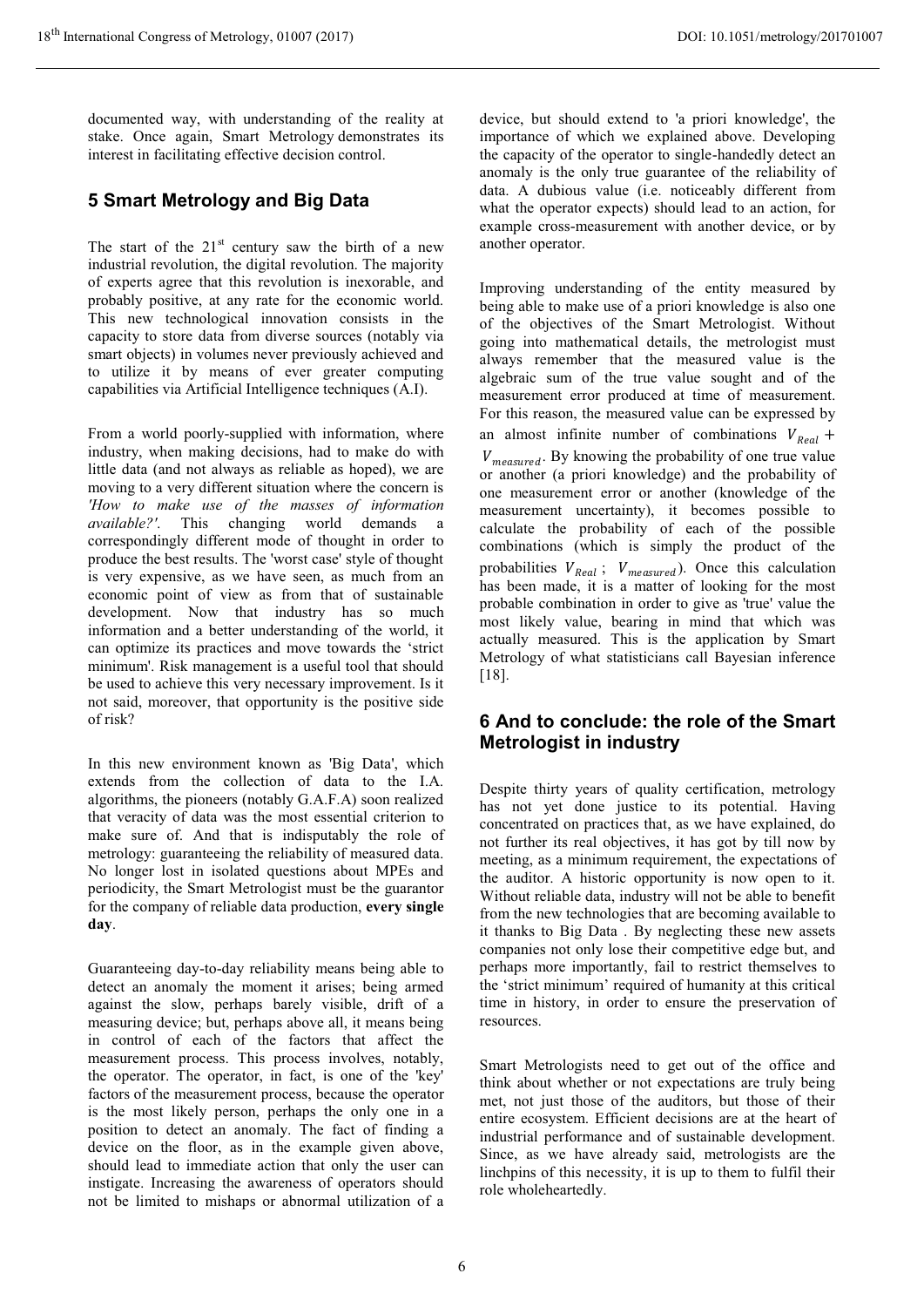documented way, with understanding of the reality at stake. Once again, Smart Metrology demonstrates its interest in facilitating effective decision control.

## 5 Smart Metrology and Big Data

The start of the 21st century saw the birth of a new industrial revolution, the digital revolution. The majority of experts agree that this revolution is inexorable, and probably positive, at any rate for the economic world. This new technological innovation consists in the capacity to store data from diverse sources (notably via smart objects) in volumes never previously achieved and to utilize it by means of ever greater computing capabilities via Artificial Intelligence techniques (A.I).

From a world poorly-supplied with information, where industry, when making decisions, had to make do with little data (and not always as reliable as hoped), we are moving to a very different situation where the concern is *'How to make use of the masses of information available?'*. This changing world demands a correspondingly different mode of thought in order to produce the best results. The 'worst case' style of thought is very expensive, as we have seen, as much from an economic point of view as from that of sustainable development. Now that industry has so much information and a better understanding of the world, it can optimize its practices and move towards the 'strict minimum'. Risk management is a useful tool that should be used to achieve this very necessary improvement. Is it not said, moreover, that opportunity is the positive side of risk?

In this new environment known as 'Big Data', which extends from the collection of data to the I.A. algorithms, the pioneers (notably G.A.F.A) soon realized that veracity of data was the most essential criterion to make sure of. And that is indisputably the role of metrology: guaranteeing the reliability of measured data. No longer lost in isolated questions about MPEs and periodicity, the Smart Metrologist must be the guarantor for the company of reliable data production, **every single day**.

Guaranteeing day-to-day reliability means being able to detect an anomaly the moment it arises; being armed against the slow, perhaps barely visible, drift of a measuring device; but, perhaps above all, it means being in control of each of the factors that affect the measurement process. This process involves, notably, the operator. The operator, in fact, is one of the 'key' factors of the measurement process, because the operator is the most likely person, perhaps the only one in a position to detect an anomaly. The fact of finding a device on the floor, as in the example given above, should lead to immediate action that only the user can instigate. Increasing the awareness of operators should not be limited to mishaps or abnormal utilization of a device, but should extend to 'a priori knowledge', the importance of which we explained above. Developing the capacity of the operator to single-handedly detect an anomaly is the only true guarantee of the reliability of data. A dubious value (i.e. noticeably different from what the operator expects) should lead to an action, for example cross-measurement with another device, or by another operator.

Improving understanding of the entity measured by being able to make use of a priori knowledge is also one of the objectives of the Smart Metrologist. Without going into mathematical details, the metrologist must always remember that the measured value is the algebraic sum of the true value sought and of the measurement error produced at time of measurement. For this reason, the measured value can be expressed by an almost infinite number of combinations $V_{Real} + V_{measured}$. By knowing the probability of one true value or another (a priori knowledge) and the probability of one measurement error or another (knowledge of the measurement uncertainty), it becomes possible to calculate the probability of each of the possible combinations (which is simply the product of the probabilities $V_{Real}$ ; $V_{measured}$). Once this calculation has been made, it is a matter of looking for the most probable combination in order to give as 'true' value the most likely value, bearing in mind that which was actually measured. This is the application by Smart Metrology of what statisticians call Bayesian inference [18].

## 6 And to conclude: the role of the Smart Metrologist in industry

Despite thirty years of quality certification, metrology has not yet done justice to its potential. Having concentrated on practices that, as we have explained, do not further its real objectives, it has got by till now by meeting, as a minimum requirement, the expectations of the auditor. A historic opportunity is now open to it. Without reliable data, industry will not be able to benefit from the new technologies that are becoming available to it thanks to Big Data . By neglecting these new assets companies not only lose their competitive edge but, and perhaps more importantly, fail to restrict themselves to the 'strict minimum' required of humanity at this critical time in history, in order to ensure the preservation of resources.

Smart Metrologists need to get out of the office and think about whether or not expectations are truly being met, not just those of the auditors, but those of their entire ecosystem. Efficient decisions are at the heart of industrial performance and of sustainable development. Since, as we have already said, metrologists are the linchpins of this necessity, it is up to them to fulfil their role wholeheartedly.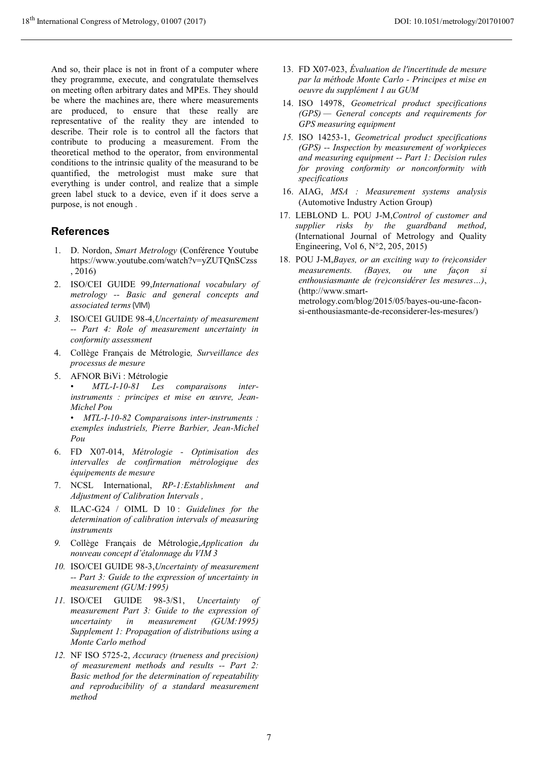And so, their place is not in front of a computer where they programme, execute, and congratulate themselves on meeting often arbitrary dates and MPEs. They should be where the machines are, there where measurements are produced, to ensure that these really are representative of the reality they are intended to describe. Their role is to control all the factors that contribute to producing a measurement. From the theoretical method to the operator, from environmental conditions to the intrinsic quality of the measurand to be quantified, the metrologist must make sure that everything is under control, and realize that a simple green label stuck to a device, even if it does serve a purpose, is not enough .

## References

1. D. Nordon, *Smart Metrology* (Conférence Youtube https://www.youtube.com/watch?v=yZUTQnSCzss , 2016)
2. ISO/CEI GUIDE 99,*International vocabulary of metrology -- Basic and general concepts and associated terms* (VIM)
3. ISO/CEI GUIDE 98-4,*Uncertainty of measurement -- Part 4: Role of measurement uncertainty in conformity assessment*
4. Collège Français de Métrologie*, Surveillance des processus de mesure*
5. AFNOR BiVi : Métrologie
   - *MTL-I-10-81 Les comparaisons inter-instruments : principes et mise en œuvre, Jean-Michel Pou*
   - *MTL-I-10-82 Comparaisons inter-instruments : exemples industriels, Pierre Barbier, Jean-Michel Pou*
6. FD X07-014, *Métrologie - Optimisation des intervalles de confirmation métrologique des équipements de mesure*
7. NCSL International, *RP-1:Establishment and Adjustment of Calibration Intervals ,*
8. ILAC-G24 / OIML D 10 : *Guidelines for the determination of calibration intervals of measuring instruments*
9. Collège Français de Métrologie,*Application du nouveau concept d'étalonnage du VIM 3*
10. ISO/CEI GUIDE 98-3,*Uncertainty of measurement -- Part 3: Guide to the expression of uncertainty in measurement (GUM:1995)*
11. ISO/CEI GUIDE 98-3/S1, *Uncertainty of measurement Part 3: Guide to the expression of uncertainty in measurement (GUM:1995) Supplement 1: Propagation of distributions using a Monte Carlo method*
12. NF ISO 5725-2, *Accuracy (trueness and precision) of measurement methods and results -- Part 2: Basic method for the determination of repeatability and reproducibility of a standard measurement method*
13. FD X07-023, *Évaluation de l'incertitude de mesure par la méthode Monte Carlo - Principes et mise en oeuvre du supplément 1 au GUM*
14. ISO 14978, *Geometrical product specifications (GPS) — General concepts and requirements for GPS measuring equipment*
15. ISO 14253-1, *Geometrical product specifications (GPS) -- Inspection by measurement of workpieces and measuring equipment -- Part 1: Decision rules for proving conformity or nonconformity with specifications*
16. AIAG, *MSA : Measurement systems analysis* (Automotive Industry Action Group)
17. LEBLOND L. POU J-M,*Control of customer and supplier risks by the guardband method,* (International Journal of Metrology and Quality Engineering, Vol 6, N°2, 205, 2015)
18. POU J-M,*Bayes, or an exciting way to (re)consider measurements. (Bayes, ou une façon si enthousiasmante de (re)considérer les mesures…)*, (http://www.smart-metrology.com/blog/2015/05/bayes-ou-une-facon-si-enthousiasmante-de-reconsiderer-les-mesures/)